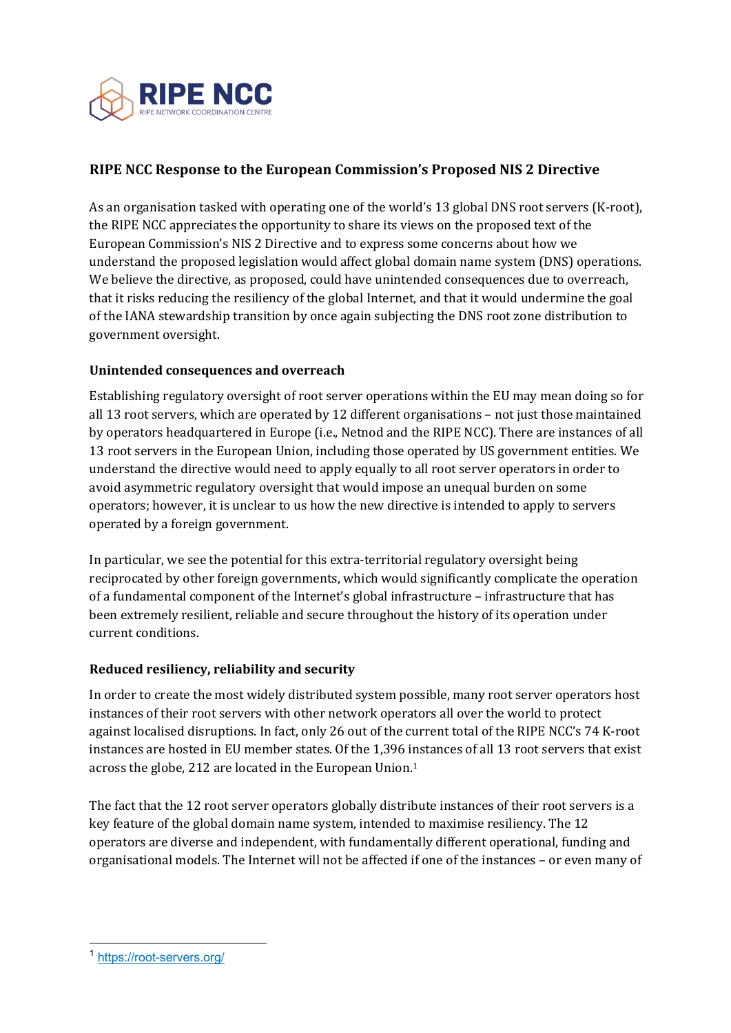# RIPE NCC Response to the European Commission's Proposed NIS 2 Directive

As an organisation tasked with operating one of the world's 13 global DNS root servers (K-root), the RIPE NCC appreciates the opportunity to share its views on the proposed text of the European Commission's NIS 2 Directive and to express some concerns about how we understand the proposed legislation would affect global domain name system (DNS) operations. We believe the directive, as proposed, could have unintended consequences due to overreach, that it risks reducing the resiliency of the global Internet, and that it would undermine the goal of the IANA stewardship transition by once again subjecting the DNS root zone distribution to government oversight.

## Unintended consequences and overreach

Establishing regulatory oversight of root server operations within the EU may mean doing so for all 13 root servers, which are operated by 12 different organisations – not just those maintained by operators headquartered in Europe (i.e., Netnod and the RIPE NCC). There are instances of all 13 root servers in the European Union, including those operated by US government entities. We understand the directive would need to apply equally to all root server operators in order to avoid asymmetric regulatory oversight that would impose an unequal burden on some operators; however, it is unclear to us how the new directive is intended to apply to servers operated by a foreign government.

In particular, we see the potential for this extra-territorial regulatory oversight being reciprocated by other foreign governments, which would significantly complicate the operation of a fundamental component of the Internet's global infrastructure – infrastructure that has been extremely resilient, reliable and secure throughout the history of its operation under current conditions.

## Reduced resiliency, reliability and security

In order to create the most widely distributed system possible, many root server operators host instances of their root servers with other network operators all over the world to protect against localised disruptions. In fact, only 26 out of the current total of the RIPE NCC's 74 K-root instances are hosted in EU member states. Of the 1,396 instances of all 13 root servers that exist across the globe, 212 are located in the European Union.[1]

The fact that the 12 root server operators globally distribute instances of their root servers is a key feature of the global domain name system, intended to maximise resiliency. The 12 operators are diverse and independent, with fundamentally different operational, funding and organisational models. The Internet will not be affected if one of the instances – or even many of

[1] https://root-servers.org/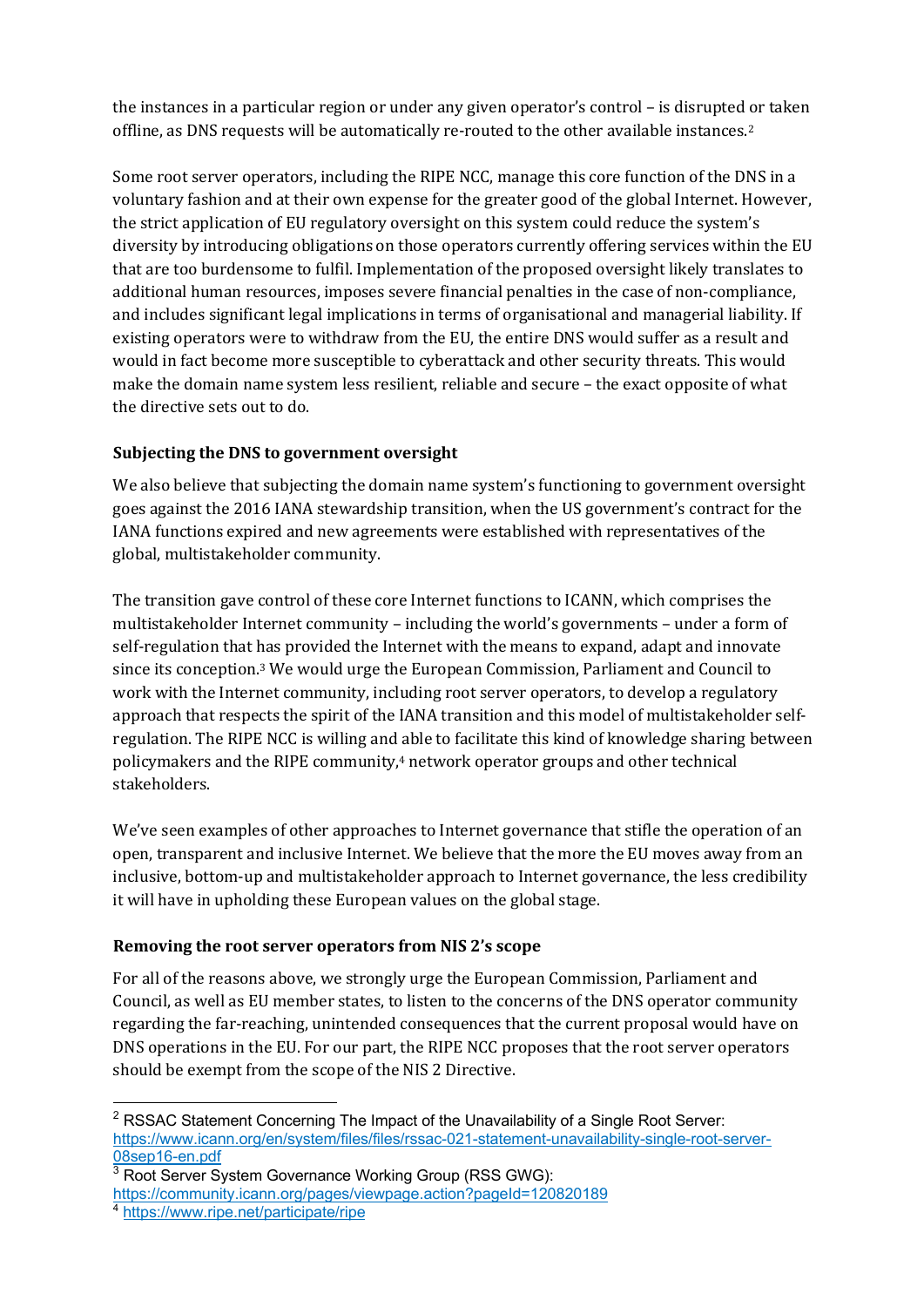the instances in a particular region or under any given operator's control – is disrupted or taken offline, as DNS requests will be automatically re-routed to the other available instances.[2]

Some root server operators, including the RIPE NCC, manage this core function of the DNS in a voluntary fashion and at their own expense for the greater good of the global Internet. However, the strict application of EU regulatory oversight on this system could reduce the system's diversity by introducing obligations on those operators currently offering services within the EU that are too burdensome to fulfil. Implementation of the proposed oversight likely translates to additional human resources, imposes severe financial penalties in the case of non-compliance, and includes significant legal implications in terms of organisational and managerial liability. If existing operators were to withdraw from the EU, the entire DNS would suffer as a result and would in fact become more susceptible to cyberattack and other security threats. This would make the domain name system less resilient, reliable and secure – the exact opposite of what the directive sets out to do.

**Subjecting the DNS to government oversight**

We also believe that subjecting the domain name system's functioning to government oversight goes against the 2016 IANA stewardship transition, when the US government's contract for the IANA functions expired and new agreements were established with representatives of the global, multistakeholder community.

The transition gave control of these core Internet functions to ICANN, which comprises the multistakeholder Internet community – including the world's governments – under a form of self-regulation that has provided the Internet with the means to expand, adapt and innovate since its conception.[3] We would urge the European Commission, Parliament and Council to work with the Internet community, including root server operators, to develop a regulatory approach that respects the spirit of the IANA transition and this model of multistakeholder self-regulation. The RIPE NCC is willing and able to facilitate this kind of knowledge sharing between policymakers and the RIPE community,[4] network operator groups and other technical stakeholders.

We've seen examples of other approaches to Internet governance that stifle the operation of an open, transparent and inclusive Internet. We believe that the more the EU moves away from an inclusive, bottom-up and multistakeholder approach to Internet governance, the less credibility it will have in upholding these European values on the global stage.

**Removing the root server operators from NIS 2's scope**

For all of the reasons above, we strongly urge the European Commission, Parliament and Council, as well as EU member states, to listen to the concerns of the DNS operator community regarding the far-reaching, unintended consequences that the current proposal would have on DNS operations in the EU. For our part, the RIPE NCC proposes that the root server operators should be exempt from the scope of the NIS 2 Directive.

---

[2] RSSAC Statement Concerning The Impact of the Unavailability of a Single Root Server: https://www.icann.org/en/system/files/files/rssac-021-statement-unavailability-single-root-server-08sep16-en.pdf

[3] Root Server System Governance Working Group (RSS GWG): https://community.icann.org/pages/viewpage.action?pageId=120820189

[4] https://www.ripe.net/participate/ripe